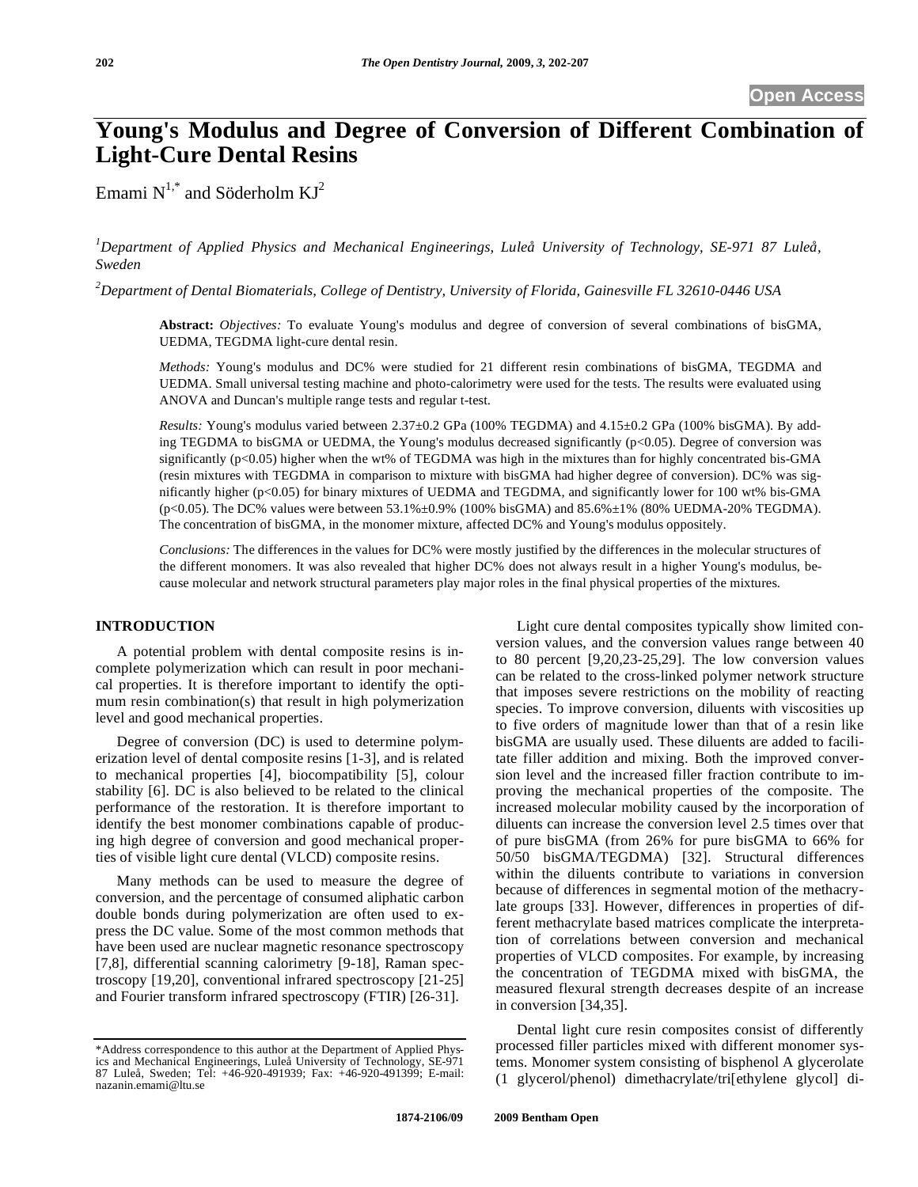Open Access

# Young's Modulus and Degree of Conversion of Different Combination of Light-Cure Dental Resins

Emami N[1,*] and Söderholm KJ[2]

[1]*Department of Applied Physics and Mechanical Engineerings, Luleå University of Technology, SE-971 87 Luleå, Sweden*

[2]*Department of Dental Biomaterials, College of Dentistry, University of Florida, Gainesville FL 32610-0446 USA*

**Abstract:** *Objectives:* To evaluate Young's modulus and degree of conversion of several combinations of bisGMA, UEDMA, TEGDMA light-cure dental resin.

*Methods:* Young's modulus and DC% were studied for 21 different resin combinations of bisGMA, TEGDMA and UEDMA. Small universal testing machine and photo-calorimetry were used for the tests. The results were evaluated using ANOVA and Duncan's multiple range tests and regular t-test.

*Results:* Young's modulus varied between 2.37±0.2 GPa (100% TEGDMA) and 4.15±0.2 GPa (100% bisGMA). By adding TEGDMA to bisGMA or UEDMA, the Young's modulus decreased significantly ($p<0.05$). Degree of conversion was significantly ($p<0.05$) higher when the wt% of TEGDMA was high in the mixtures than for highly concentrated bis-GMA (resin mixtures with TEGDMA in comparison to mixture with bisGMA had higher degree of conversion). DC% was significantly higher ($p<0.05$) for binary mixtures of UEDMA and TEGDMA, and significantly lower for 100 wt% bis-GMA ($p<0.05$). The DC% values were between 53.1%±0.9% (100% bisGMA) and 85.6%±1% (80% UEDMA-20% TEGDMA). The concentration of bisGMA, in the monomer mixture, affected DC% and Young's modulus oppositely.

*Conclusions:* The differences in the values for DC% were mostly justified by the differences in the molecular structures of the different monomers. It was also revealed that higher DC% does not always result in a higher Young's modulus, because molecular and network structural parameters play major roles in the final physical properties of the mixtures.

## INTRODUCTION

A potential problem with dental composite resins is incomplete polymerization which can result in poor mechanical properties. It is therefore important to identify the optimum resin combination(s) that result in high polymerization level and good mechanical properties.

Degree of conversion (DC) is used to determine polymerization level of dental composite resins [1-3], and is related to mechanical properties [4], biocompatibility [5], colour stability [6]. DC is also believed to be related to the clinical performance of the restoration. It is therefore important to identify the best monomer combinations capable of producing high degree of conversion and good mechanical properties of visible light cure dental (VLCD) composite resins.

Many methods can be used to measure the degree of conversion, and the percentage of consumed aliphatic carbon double bonds during polymerization are often used to express the DC value. Some of the most common methods that have been used are nuclear magnetic resonance spectroscopy [7,8], differential scanning calorimetry [9-18], Raman spectroscopy [19,20], conventional infrared spectroscopy [21-25] and Fourier transform infrared spectroscopy (FTIR) [26-31].

Light cure dental composites typically show limited conversion values, and the conversion values range between 40 to 80 percent [9,20,23-25,29]. The low conversion values can be related to the cross-linked polymer network structure that imposes severe restrictions on the mobility of reacting species. To improve conversion, diluents with viscosities up to five orders of magnitude lower than that of a resin like bisGMA are usually used. These diluents are added to facilitate filler addition and mixing. Both the improved conversion level and the increased filler fraction contribute to improving the mechanical properties of the composite. The increased molecular mobility caused by the incorporation of diluents can increase the conversion level 2.5 times over that of pure bisGMA (from 26% for pure bisGMA to 66% for 50/50 bisGMA/TEGDMA) [32]. Structural differences within the diluents contribute to variations in conversion because of differences in segmental motion of the methacrylate groups [33]. However, differences in properties of different methacrylate based matrices complicate the interpretation of correlations between conversion and mechanical properties of VLCD composites. For example, by increasing the concentration of TEGDMA mixed with bisGMA, the measured flexural strength decreases despite of an increase in conversion [34,35].

Dental light cure resin composites consist of differently processed filler particles mixed with different monomer systems. Monomer system consisting of bisphenol A glycerolate (1 glycerol/phenol) dimethacrylate/tri[ethylene glycol] di-

*Address correspondence to this author at the Department of Applied Physics and Mechanical Engineerings, Luleå University of Technology, SE-971 87 Luleå, Sweden; Tel: +46-920-491939; Fax: +46-920-491399; E-mail: nazanin.emami@ltu.se

1874-2106/09 2009 Bentham Open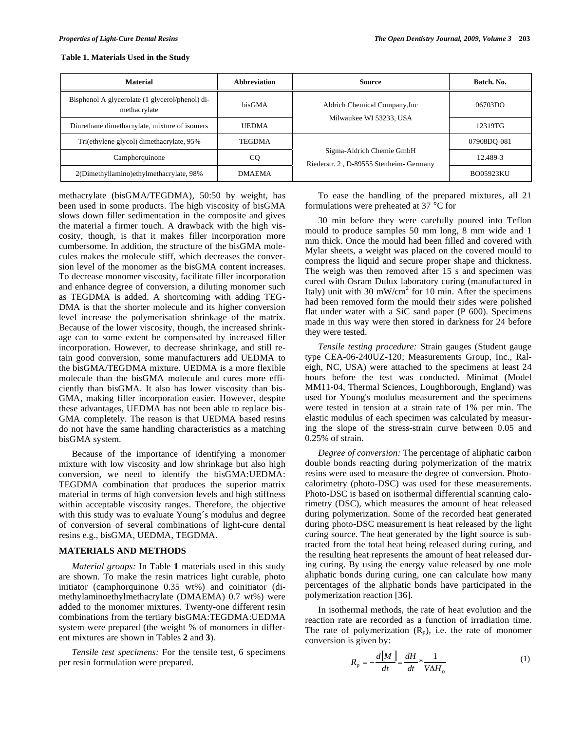**Table 1. Materials Used in the Study**

| Material | Abbreviation | Source | Batch. No. |
|---|---|---|---|
| Bisphenol A glycerolate (1 glycerol/phenol) di-methacrylate | bisGMA | Aldrich Chemical Company,Inc Milwaukee WI 53233, USA | 06703DO |
| Diurethane dimethacrylate, mixture of isomers | UEDMA | | 12319TG |
| Tri(ethylene glycol) dimethacrylate, 95% | TEGDMA | Sigma-Aldrich Chemie GmbH Riederstr. 2 , D-89555 Stenheim- Germany | 07908DQ-081 |
| Camphorquinone | CQ | | 12.489-3 |
| 2(Dimethyllamino)ethylmethacrylate, 98% | DMAEMA | | BO05923KU |

methacrylate (bisGMA/TEGDMA), 50:50 by weight, has been used in some products. The high viscosity of bisGMA slows down filler sedimentation in the composite and gives the material a firmer touch. A drawback with the high viscosity, though, is that it makes filler incorporation more cumbersome. In addition, the structure of the bisGMA molecules makes the molecule stiff, which decreases the conversion level of the monomer as the bisGMA content increases. To decrease monomer viscosity, facilitate filler incorporation and enhance degree of conversion, a diluting monomer such as TEGDMA is added. A shortcoming with adding TEGDMA is that the shorter molecule and its higher conversion level increase the polymerisation shrinkage of the matrix. Because of the lower viscosity, though, the increased shrinkage can to some extent be compensated by increased filler incorporation. However, to decrease shrinkage, and still retain good conversion, some manufacturers add UEDMA to the bisGMA/TEGDMA mixture. UEDMA is a more flexible molecule than the bisGMA molecule and cures more efficiently than bisGMA. It also has lower viscosity than bisGMA, making filler incorporation easier. However, despite these advantages, UEDMA has not been able to replace bisGMA completely. The reason is that UEDMA based resins do not have the same handling characteristics as a matching bisGMA system.

Because of the importance of identifying a monomer mixture with low viscosity and low shrinkage but also high conversion, we need to identify the bisGMA:UEDMA: TEGDMA combination that produces the superior matrix material in terms of high conversion levels and high stiffness within acceptable viscosity ranges. Therefore, the objective with this study was to evaluate Young´s modulus and degree of conversion of several combinations of light-cure dental resins e.g., bisGMA, UEDMA, TEGDMA.

## MATERIALS AND METHODS

*Material groups:* In Table **1** materials used in this study are shown. To make the resin matrices light curable, photo initiator (camphorquinone 0.35 wt%) and coinitiator (dimethylaminoethylmethacrylate (DMAEMA) 0.7 wt%) were added to the monomer mixtures. Twenty-one different resin combinations from the tertiary bisGMA:TEGDMA:UEDMA system were prepared (the weight % of monomers in different mixtures are shown in Tables **2** and **3**).

*Tensile test specimens:* For the tensile test, 6 specimens per resin formulation were prepared.

To ease the handling of the prepared mixtures, all 21 formulations were preheated at 37 °C for

30 min before they were carefully poured into Teflon mould to produce samples 50 mm long, 8 mm wide and 1 mm thick. Once the mould had been filled and covered with Mylar sheets, a weight was placed on the covered mould to compress the liquid and secure proper shape and thickness. The weigh was then removed after 15 s and specimen was cured with Osram Dulux laboratory curing (manufactured in Italy) unit with 30 mW/cm$^2$ for 10 min. After the specimens had been removed form the mould their sides were polished flat under water with a SiC sand paper (P 600). Specimens made in this way were then stored in darkness for 24 before they were tested.

*Tensile testing procedure:* Strain gauges (Student gauge type CEA-06-240UZ-120; Measurements Group, Inc., Raleigh, NC, USA) were attached to the specimens at least 24 hours before the test was conducted. Minimat (Model MM11-04, Thermal Sciences, Loughborough, England) was used for Young's modulus measurement and the specimens were tested in tension at a strain rate of 1% per min. The elastic modulus of each specimen was calculated by measuring the slope of the stress-strain curve between 0.05 and 0.25% of strain.

*Degree of conversion:* The percentage of aliphatic carbon double bonds reacting during polymerization of the matrix resins were used to measure the degree of conversion. Photo-calorimetry (photo-DSC) was used for these measurements. Photo-DSC is based on isothermal differential scanning calorimetry (DSC), which measures the amount of heat released during polymerization. Some of the recorded heat generated during photo-DSC measurement is heat released by the light curing source. The heat generated by the light source is subtracted from the total heat being released during curing, and the resulting heat represents the amount of heat released during curing. By using the energy value released by one mole aliphatic bonds during curing, one can calculate how many percentages of the aliphatic bonds have participated in the polymerization reaction [36].

In isothermal methods, the rate of heat evolution and the reaction rate are recorded as a function of irradiation time. The rate of polymerization ($R_p$), i.e. the rate of monomer conversion is given by:

$$R_p = -\frac{d[M]}{dt} = \frac{dH}{dt} * \frac{1}{V \Delta H_0} \tag{1}$$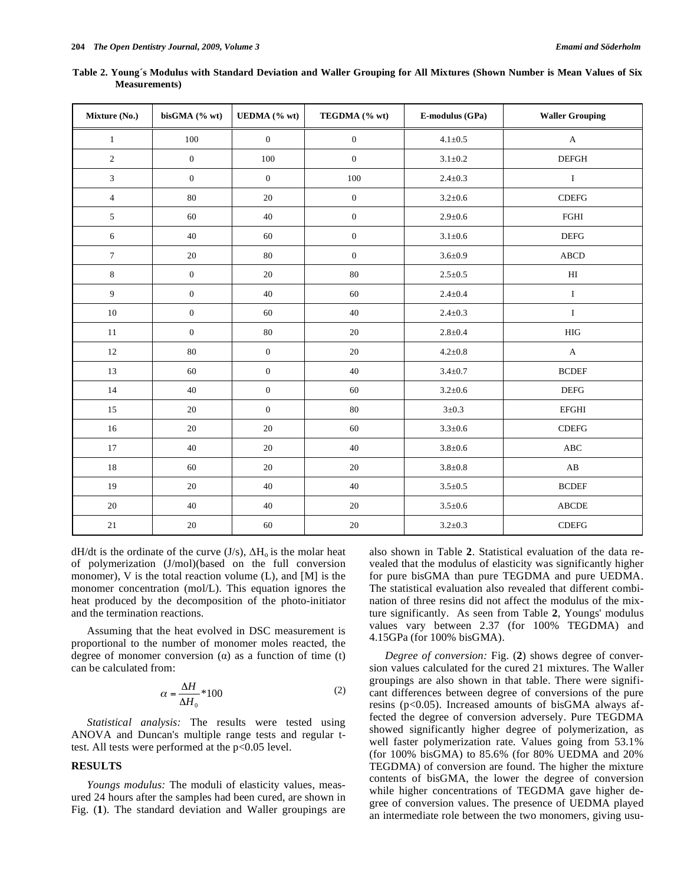**Table 2. Young´s Modulus with Standard Deviation and Waller Grouping for All Mixtures (Shown Number is Mean Values of Six Measurements)**

| Mixture (No.) | bisGMA (% wt) | UEDMA (% wt) | TEGDMA (% wt) | E-modulus (GPa) | Waller Grouping |
|---|---|---|---|---|---|
| 1 | 100 | 0 | 0 | 4.1±0.5 | A |
| 2 | 0 | 100 | 0 | 3.1±0.2 | DEFGH |
| 3 | 0 | 0 | 100 | 2.4±0.3 | I |
| 4 | 80 | 20 | 0 | 3.2±0.6 | CDEFG |
| 5 | 60 | 40 | 0 | 2.9±0.6 | FGHI |
| 6 | 40 | 60 | 0 | 3.1±0.6 | DEFG |
| 7 | 20 | 80 | 0 | 3.6±0.9 | ABCD |
| 8 | 0 | 20 | 80 | 2.5±0.5 | HI |
| 9 | 0 | 40 | 60 | 2.4±0.4 | I |
| 10 | 0 | 60 | 40 | 2.4±0.3 | I |
| 11 | 0 | 80 | 20 | 2.8±0.4 | HIG |
| 12 | 80 | 0 | 20 | 4.2±0.8 | A |
| 13 | 60 | 0 | 40 | 3.4±0.7 | BCDEF |
| 14 | 40 | 0 | 60 | 3.2±0.6 | DEFG |
| 15 | 20 | 0 | 80 | 3±0.3 | EFGHI |
| 16 | 20 | 20 | 60 | 3.3±0.6 | CDEFG |
| 17 | 40 | 20 | 40 | 3.8±0.6 | ABC |
| 18 | 60 | 20 | 20 | 3.8±0.8 | AB |
| 19 | 20 | 40 | 40 | 3.5±0.5 | BCDEF |
| 20 | 40 | 40 | 20 | 3.5±0.6 | ABCDE |
| 21 | 20 | 60 | 20 | 3.2±0.3 | CDEFG |

dH/dt is the ordinate of the curve (J/s), $\Delta H_o$ is the molar heat of polymerization (J/mol)(based on the full conversion monomer), V is the total reaction volume (L), and [M] is the monomer concentration (mol/L). This equation ignores the heat produced by the decomposition of the photo-initiator and the termination reactions.

Assuming that the heat evolved in DSC measurement is proportional to the number of monomer moles reacted, the degree of monomer conversion ($\alpha$) as a function of time (t) can be calculated from:

$$\alpha = \frac{\Delta H}{\Delta H_0} * 100 \tag{2}$$

*Statistical analysis:* The results were tested using ANOVA and Duncan's multiple range tests and regular t-test. All tests were performed at the $p<0.05$ level.

## RESULTS

*Youngs modulus:* The moduli of elasticity values, measured 24 hours after the samples had been cured, are shown in Fig. (**1**). The standard deviation and Waller groupings are also shown in Table **2**. Statistical evaluation of the data revealed that the modulus of elasticity was significantly higher for pure bisGMA than pure TEGDMA and pure UEDMA. The statistical evaluation also revealed that different combination of three resins did not affect the modulus of the mixture significantly. As seen from Table **2**, Youngs' modulus values vary between 2.37 (for 100% TEGDMA) and 4.15GPa (for 100% bisGMA).

*Degree of conversion:* Fig. (**2**) shows degree of conversion values calculated for the cured 21 mixtures. The Waller groupings are also shown in that table. There were significant differences between degree of conversions of the pure resins ($p<0.05$). Increased amounts of bisGMA always affected the degree of conversion adversely. Pure TEGDMA showed significantly higher degree of polymerization, as well faster polymerization rate. Values going from 53.1% (for 100% bisGMA) to 85.6% (for 80% UEDMA and 20% TEGDMA) of conversion are found. The higher the mixture contents of bisGMA, the lower the degree of conversion while higher concentrations of TEGDMA gave higher degree of conversion values. The presence of UEDMA played an intermediate role between the two monomers, giving usu-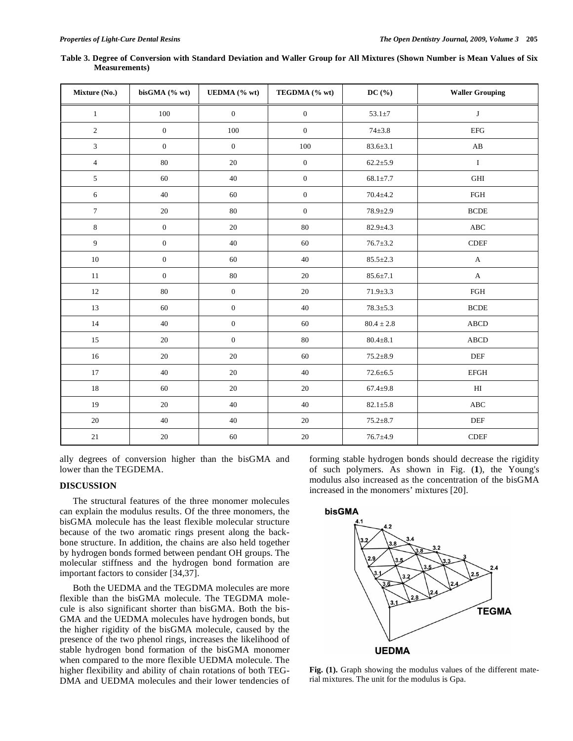**Table 3. Degree of Conversion with Standard Deviation and Waller Group for All Mixtures (Shown Number is Mean Values of Six Measurements)**

| Mixture (No.) | bisGMA (% wt) | UEDMA (% wt) | TEGDMA (% wt) | DC (%) | Waller Grouping |
|---|---|---|---|---|---|
| 1 | 100 | 0 | 0 | 53.1±7 | J |
| 2 | 0 | 100 | 0 | 74±3.8 | EFG |
| 3 | 0 | 0 | 100 | 83.6±3.1 | AB |
| 4 | 80 | 20 | 0 | 62.2±5.9 | I |
| 5 | 60 | 40 | 0 | 68.1±7.7 | GHI |
| 6 | 40 | 60 | 0 | 70.4±4.2 | FGH |
| 7 | 20 | 80 | 0 | 78.9±2.9 | BCDE |
| 8 | 0 | 20 | 80 | 82.9±4.3 | ABC |
| 9 | 0 | 40 | 60 | 76.7±3.2 | CDEF |
| 10 | 0 | 60 | 40 | 85.5±2.3 | A |
| 11 | 0 | 80 | 20 | 85.6±7.1 | A |
| 12 | 80 | 0 | 20 | 71.9±3.3 | FGH |
| 13 | 60 | 0 | 40 | 78.3±5.3 | BCDE |
| 14 | 40 | 0 | 60 | 80.4 ± 2.8 | ABCD |
| 15 | 20 | 0 | 80 | 80.4±8.1 | ABCD |
| 16 | 20 | 20 | 60 | 75.2±8.9 | DEF |
| 17 | 40 | 20 | 40 | 72.6±6.5 | EFGH |
| 18 | 60 | 20 | 20 | 67.4±9.8 | HI |
| 19 | 20 | 40 | 40 | 82.1±5.8 | ABC |
| 20 | 40 | 40 | 20 | 75.2±8.7 | DEF |
| 21 | 20 | 60 | 20 | 76.7±4.9 | CDEF |

ally degrees of conversion higher than the bisGMA and lower than the TEGDEMA.

## DISCUSSION

The structural features of the three monomer molecules can explain the modulus results. Of the three monomers, the bisGMA molecule has the least flexible molecular structure because of the two aromatic rings present along the backbone structure. In addition, the chains are also held together by hydrogen bonds formed between pendant OH groups. The molecular stiffness and the hydrogen bond formation are important factors to consider [34,37].

Both the UEDMA and the TEGDMA molecules are more flexible than the bisGMA molecule. The TEGDMA molecule is also significant shorter than bisGMA. Both the bisGMA and the UEDMA molecules have hydrogen bonds, but the higher rigidity of the bisGMA molecule, caused by the presence of the two phenol rings, increases the likelihood of stable hydrogen bond formation of the bisGMA monomer when compared to the more flexible UEDMA molecule. The higher flexibility and ability of chain rotations of both TEGDMA and UEDMA molecules and their lower tendencies of forming stable hydrogen bonds should decrease the rigidity of such polymers. As shown in Fig. (**1**), the Young's modulus also increased as the concentration of the bisGMA increased in the monomers' mixtures [20].

**Fig. (1).** Graph showing the modulus values of the different material mixtures. The unit for the modulus is Gpa.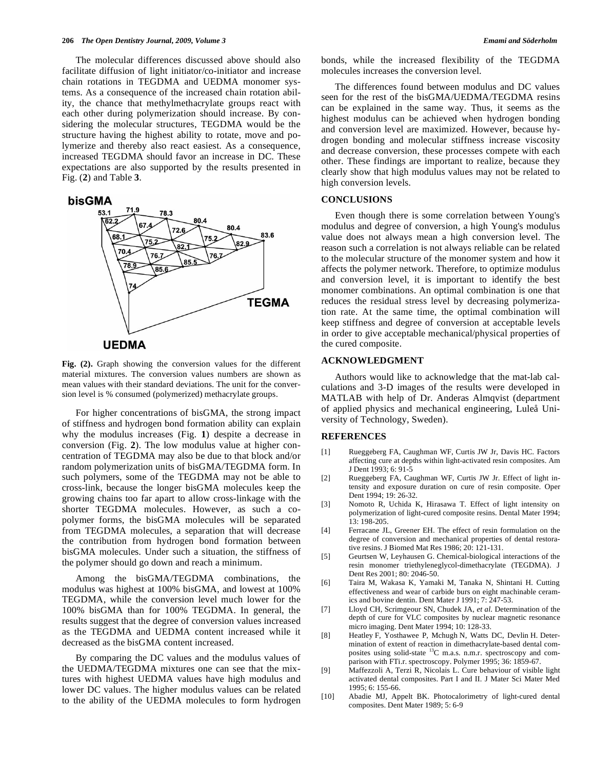The molecular differences discussed above should also facilitate diffusion of light initiator/co-initiator and increase chain rotations in TEGDMA and UEDMA monomer systems. As a consequence of the increased chain rotation ability, the chance that methylmethacrylate groups react with each other during polymerization should increase. By considering the molecular structures, TEGDMA would be the structure having the highest ability to rotate, move and polymerize and thereby also react easiest. As a consequence, increased TEGDMA should favor an increase in DC. These expectations are also supported by the results presented in Fig. (**2**) and Table **3**.

**Fig. (2).** Graph showing the conversion values for the different material mixtures. The conversion values numbers are shown as mean values with their standard deviations. The unit for the conversion level is % consumed (polymerized) methacrylate groups.

For higher concentrations of bisGMA, the strong impact of stiffness and hydrogen bond formation ability can explain why the modulus increases (Fig. **1**) despite a decrease in conversion (Fig. **2**). The low modulus value at higher concentration of TEGDMA may also be due to that block and/or random polymerization units of bisGMA/TEGDMA form. In such polymers, some of the TEGDMA may not be able to cross-link, because the longer bisGMA molecules keep the growing chains too far apart to allow cross-linkage with the shorter TEGDMA molecules. However, as such a copolymer forms, the bisGMA molecules will be separated from TEGDMA molecules, a separation that will decrease the contribution from hydrogen bond formation between bisGMA molecules. Under such a situation, the stiffness of the polymer should go down and reach a minimum.

Among the bisGMA/TEGDMA combinations, the modulus was highest at 100% bisGMA, and lowest at 100% TEGDMA, while the conversion level much lower for the 100% bisGMA than for 100% TEGDMA. In general, the results suggest that the degree of conversion values increased as the TEGDMA and UEDMA content increased while it decreased as the bisGMA content increased.

By comparing the DC values and the modulus values of the UEDMA/TEGDMA mixtures one can see that the mixtures with highest UEDMA values have high modulus and lower DC values. The higher modulus values can be related to the ability of the UEDMA molecules to form hydrogen bonds, while the increased flexibility of the TEGDMA molecules increases the conversion level.

The differences found between modulus and DC values seen for the rest of the bisGMA/UEDMA/TEGDMA resins can be explained in the same way. Thus, it seems as the highest modulus can be achieved when hydrogen bonding and conversion level are maximized. However, because hydrogen bonding and molecular stiffness increase viscosity and decrease conversion, these processes compete with each other. These findings are important to realize, because they clearly show that high modulus values may not be related to high conversion levels.

## CONCLUSIONS

Even though there is some correlation between Young's modulus and degree of conversion, a high Young's modulus value does not always mean a high conversion level. The reason such a correlation is not always reliable can be related to the molecular structure of the monomer system and how it affects the polymer network. Therefore, to optimize modulus and conversion level, it is important to identify the best monomer combinations. An optimal combination is one that reduces the residual stress level by decreasing polymerization rate. At the same time, the optimal combination will keep stiffness and degree of conversion at acceptable levels in order to give acceptable mechanical/physical properties of the cured composite.

## ACKNOWLEDGMENT

Authors would like to acknowledge that the mat-lab calculations and 3-D images of the results were developed in MATLAB with help of Dr. Anderas Almqvist (department of applied physics and mechanical engineering, Luleå University of Technology, Sweden).

## REFERENCES

[1] Rueggeberg FA, Caughman WF, Curtis JW Jr, Davis HC. Factors affecting cure at depths within light-activated resin composites. Am J Dent 1993; 6: 91-5

[2] Rueggeberg FA, Caughman WF, Curtis JW Jr. Effect of light intensity and exposure duration on cure of resin composite. Oper Dent 1994; 19: 26-32.

[3] Nomoto R, Uchida K, Hirasawa T. Effect of light intensity on polymerization of light-cured composite resins. Dental Mater 1994; 13: 198-205.

[4] Ferracane JL, Greener EH. The effect of resin formulation on the degree of conversion and mechanical properties of dental restorative resins. J Biomed Mat Res 1986; 20: 121-131.

[5] Geurtsen W, Leyhausen G. Chemical-biological interactions of the resin monomer triethyleneglycol-dimethacrylate (TEGDMA). J Dent Res 2001; 80: 2046-50.

[6] Taira M, Wakasa K, Yamaki M, Tanaka N, Shintani H. Cutting effectiveness and wear of carbide burs on eight machinable ceramics and bovine dentin. Dent Mater J 1991; 7: 247-53.

[7] Lloyd CH, Scrimgeour SN, Chudek JA, *et al*. Determination of the depth of cure for VLC composites by nuclear magnetic resonance micro imaging. Dent Mater 1994; 10: 128-33.

[8] Heatley F, Yosthawee P, Mchugh N, Watts DC, Devlin H. Determination of extent of reaction in dimethacrylate-based dental composites using solid-state $^{13}C$ m.a.s. n.m.r. spectroscopy and comparison with FTi.r. spectroscopy. Polymer 1995; 36: 1859-67.

[9] Maffezzoli A, Terzi R, Nicolais L. Cure behaviour of visible light activated dental composites. Part I and II. J Mater Sci Mater Med 1995; 6: 155-66.

[10] Abadie MJ, Appelt BK. Photocalorimetry of light-cured dental composites. Dent Mater 1989; 5: 6-9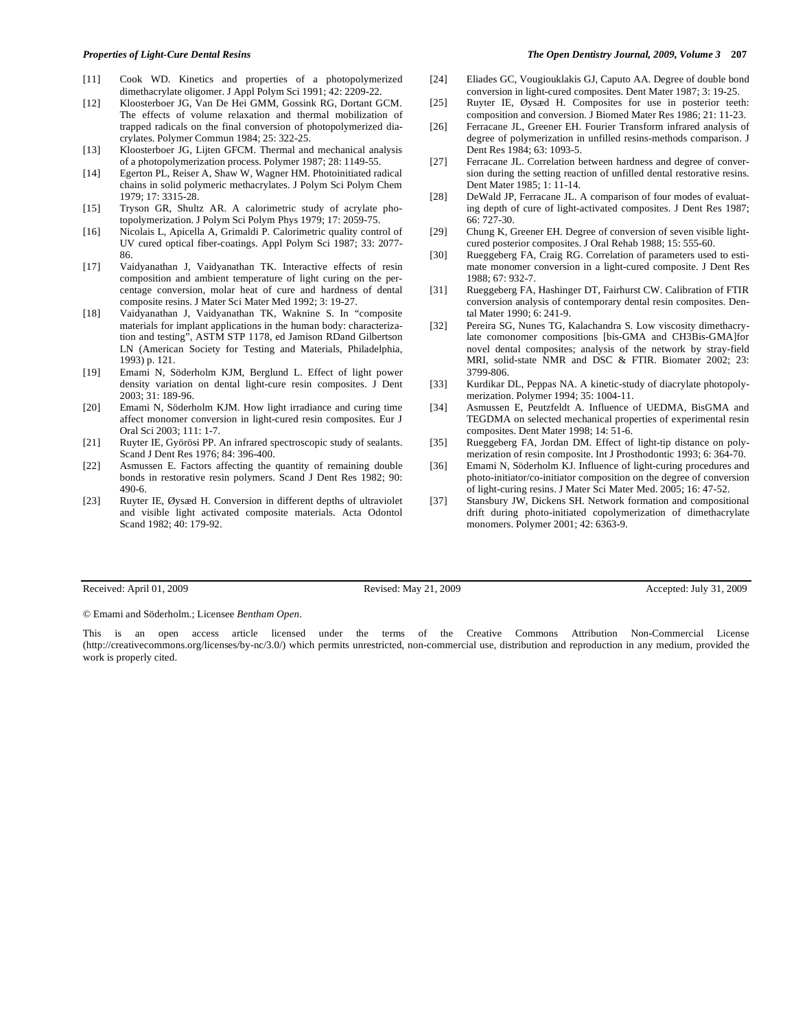[11] Cook WD. Kinetics and properties of a photopolymerized dimethacrylate oligomer. J Appl Polym Sci 1991; 42: 2209-22.

[12] Kloosterboer JG, Van De Hei GMM, Gossink RG, Dortant GCM. The effects of volume relaxation and thermal mobilization of trapped radicals on the final conversion of photopolymerized diacrylates. Polymer Commun 1984; 25: 322-25.

[13] Kloosterboer JG, Lijten GFCM. Thermal and mechanical analysis of a photopolymerization process. Polymer 1987; 28: 1149-55.

[14] Egerton PL, Reiser A, Shaw W, Wagner HM. Photoinitiated radical chains in solid polymeric methacrylates. J Polym Sci Polym Chem 1979; 17: 3315-28.

[15] Tryson GR, Shultz AR. A calorimetric study of acrylate photopolymerization. J Polym Sci Polym Phys 1979; 17: 2059-75.

[16] Nicolais L, Apicella A, Grimaldi P. Calorimetric quality control of UV cured optical fiber-coatings. Appl Polym Sci 1987; 33: 2077-86.

[17] Vaidyanathan J, Vaidyanathan TK. Interactive effects of resin composition and ambient temperature of light curing on the percentage conversion, molar heat of cure and hardness of dental composite resins. J Mater Sci Mater Med 1992; 3: 19-27.

[18] Vaidyanathan J, Vaidyanathan TK, Waknine S. In "composite materials for implant applications in the human body: characterization and testing", ASTM STP 1178, ed Jamison RDand Gilbertson LN (American Society for Testing and Materials, Philadelphia, 1993) p. 121.

[19] Emami N, Söderholm KJM, Berglund L. Effect of light power density variation on dental light-cure resin composites. J Dent 2003; 31: 189-96.

[20] Emami N, Söderholm KJM. How light irradiance and curing time affect monomer conversion in light-cured resin composites. Eur J Oral Sci 2003; 111: 1-7.

[21] Ruyter IE, Györösi PP. An infrared spectroscopic study of sealants. Scand J Dent Res 1976; 84: 396-400.

[22] Asmussen E. Factors affecting the quantity of remaining double bonds in restorative resin polymers. Scand J Dent Res 1982; 90: 490-6.

[23] Ruyter IE, Øysæd H. Conversion in different depths of ultraviolet and visible light activated composite materials. Acta Odontol Scand 1982; 40: 179-92.

[24] Eliades GC, Vougiouklakis GJ, Caputo AA. Degree of double bond conversion in light-cured composites. Dent Mater 1987; 3: 19-25.

[25] Ruyter IE, Øysæd H. Composites for use in posterior teeth: composition and conversion. J Biomed Mater Res 1986; 21: 11-23.

[26] Ferracane JL, Greener EH. Fourier Transform infrared analysis of degree of polymerization in unfilled resins-methods comparison. J Dent Res 1984; 63: 1093-5.

[27] Ferracane JL. Correlation between hardness and degree of conversion during the setting reaction of unfilled dental restorative resins. Dent Mater 1985; 1: 11-14.

[28] DeWald JP, Ferracane JL. A comparison of four modes of evaluating depth of cure of light-activated composites. J Dent Res 1987; 66: 727-30.

[29] Chung K, Greener EH. Degree of conversion of seven visible light-cured posterior composites. J Oral Rehab 1988; 15: 555-60.

[30] Rueggeberg FA, Craig RG. Correlation of parameters used to estimate monomer conversion in a light-cured composite. J Dent Res 1988; 67: 932-7.

[31] Rueggeberg FA, Hashinger DT, Fairhurst CW. Calibration of FTIR conversion analysis of contemporary dental resin composites. Dental Mater 1990; 6: 241-9.

[32] Pereira SG, Nunes TG, Kalachandra S. Low viscosity dimethacrylate comonomer compositions [bis-GMA and CH3Bis-GMA]for novel dental composites; analysis of the network by stray-field MRI, solid-state NMR and DSC & FTIR. Biomater 2002; 23: 3799-806.

[33] Kurdikar DL, Peppas NA. A kinetic-study of diacrylate photopolymerization. Polymer 1994; 35: 1004-11.

[34] Asmussen E, Peutzfeldt A. Influence of UEDMA, BisGMA and TEGDMA on selected mechanical properties of experimental resin composites. Dent Mater 1998; 14: 51-6.

[35] Rueggeberg FA, Jordan DM. Effect of light-tip distance on polymerization of resin composite. Int J Prosthodontic 1993; 6: 364-70.

[36] Emami N, Söderholm KJ. Influence of light-curing procedures and photo-initiator/co-initiator composition on the degree of conversion of light-curing resins. J Mater Sci Mater Med. 2005; 16: 47-52.

[37] Stansbury JW, Dickens SH. Network formation and compositional drift during photo-initiated copolymerization of dimethacrylate monomers. Polymer 2001; 42: 6363-9.

Received: April 01, 2009 Revised: May 21, 2009 Accepted: July 31, 2009

© Emami and Söderholm.; Licensee *Bentham Open*.

This is an open access article licensed under the terms of the Creative Commons Attribution Non-Commercial License (http://creativecommons.org/licenses/by-nc/3.0/) which permits unrestricted, non-commercial use, distribution and reproduction in any medium, provided the work is properly cited.